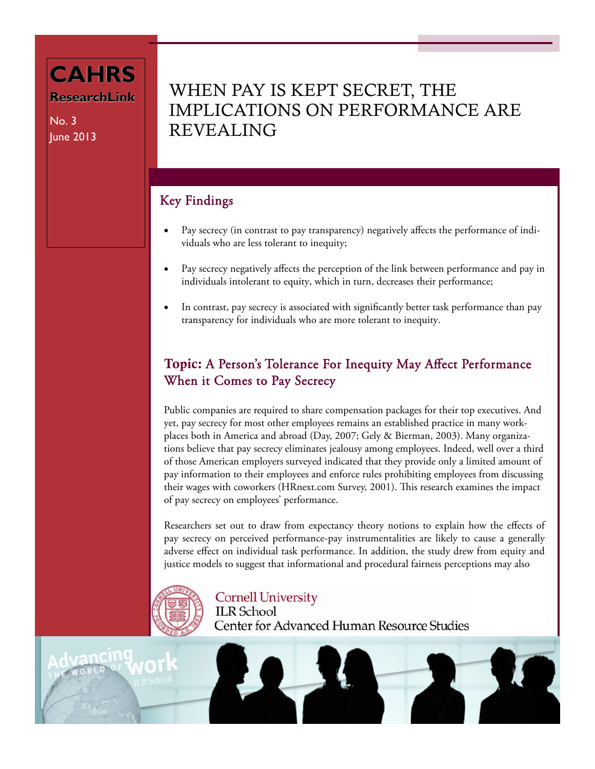CAHRS

ResearchLink

No. 3
June 2013

# WHEN PAY IS KEPT SECRET, THE IMPLICATIONS ON PERFORMANCE ARE REVEALING

## Key Findings

- Pay secrecy (in contrast to pay transparency) negatively affects the performance of individuals who are less tolerant to inequity;
- Pay secrecy negatively affects the perception of the link between performance and pay in individuals intolerant to equity, which in turn, decreases their performance;
- In contrast, pay secrecy is associated with significantly better task performance than pay transparency for individuals who are more tolerant to inequity.

## **Topic:** A Person's Tolerance For Inequity May Affect Performance When it Comes to Pay Secrecy

Public companies are required to share compensation packages for their top executives. And yet, pay secrecy for most other employees remains an established practice in many workplaces both in America and abroad (Day, 2007; Gely & Bierman, 2003). Many organizations believe that pay secrecy eliminates jealousy among employees. Indeed, well over a third of those American employers surveyed indicated that they provide only a limited amount of pay information to their employees and enforce rules prohibiting employees from discussing their wages with coworkers (HRnext.com Survey, 2001). This research examines the impact of pay secrecy on employees' performance.

Researchers set out to draw from expectancy theory notions to explain how the effects of pay secrecy on perceived performance-pay instrumentalities are likely to cause a generally adverse effect on individual task performance. In addition, the study drew from equity and justice models to suggest that informational and procedural fairness perceptions may also

Cornell University
ILR School
Center for Advanced Human Resource Studies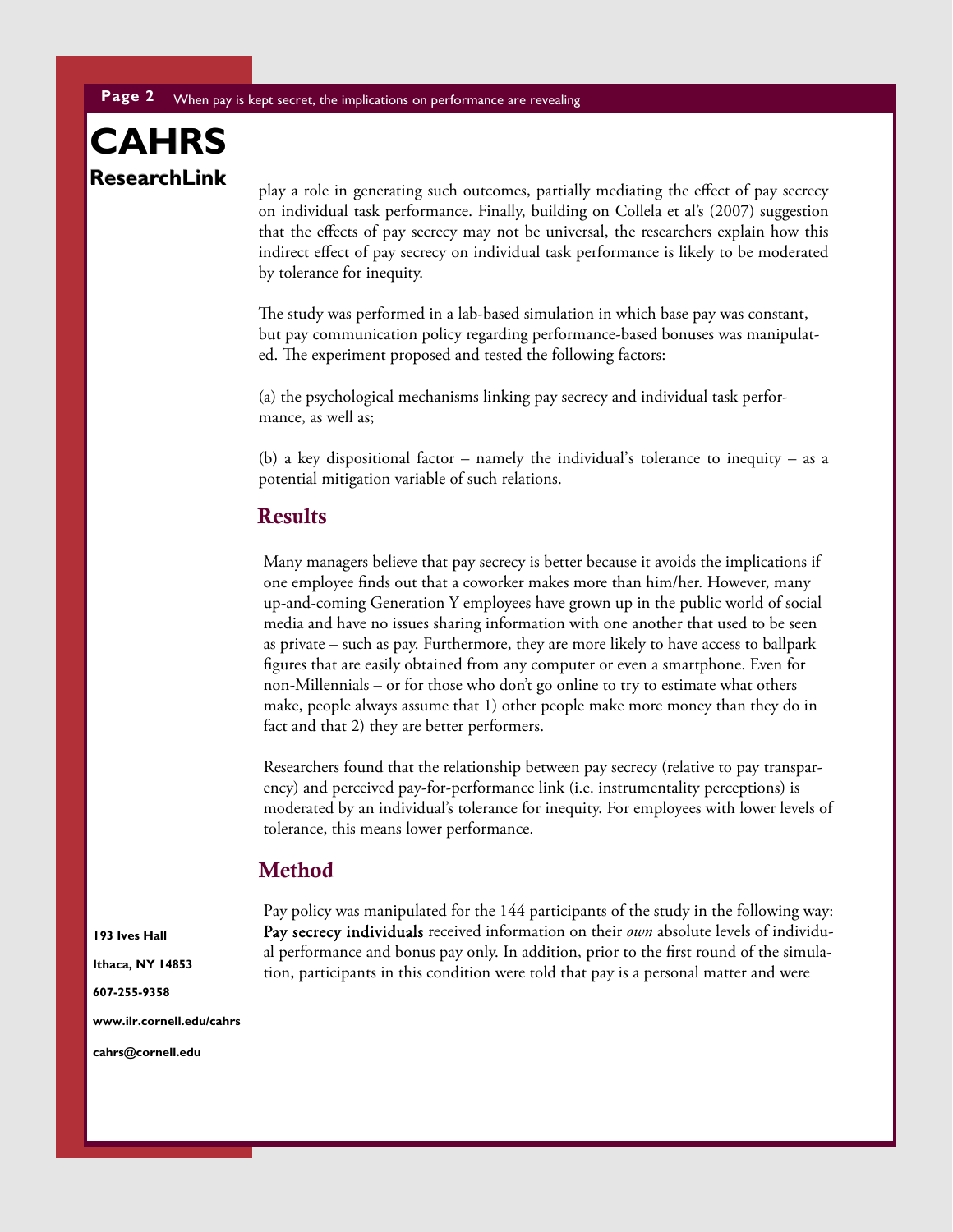play a role in generating such outcomes, partially mediating the effect of pay secrecy on individual task performance. Finally, building on Collela et al's (2007) suggestion that the effects of pay secrecy may not be universal, the researchers explain how this indirect effect of pay secrecy on individual task performance is likely to be moderated by tolerance for inequity.

The study was performed in a lab-based simulation in which base pay was constant, but pay communication policy regarding performance-based bonuses was manipulated. The experiment proposed and tested the following factors:

(a) the psychological mechanisms linking pay secrecy and individual task performance, as well as;

(b) a key dispositional factor – namely the individual's tolerance to inequity – as a potential mitigation variable of such relations.

## Results

Many managers believe that pay secrecy is better because it avoids the implications if one employee finds out that a coworker makes more than him/her. However, many up-and-coming Generation Y employees have grown up in the public world of social media and have no issues sharing information with one another that used to be seen as private – such as pay. Furthermore, they are more likely to have access to ballpark figures that are easily obtained from any computer or even a smartphone. Even for non-Millennials – or for those who don't go online to try to estimate what others make, people always assume that 1) other people make more money than they do in fact and that 2) they are better performers.

Researchers found that the relationship between pay secrecy (relative to pay transparency) and perceived pay-for-performance link (i.e. instrumentality perceptions) is moderated by an individual's tolerance for inequity. For employees with lower levels of tolerance, this means lower performance.

## Method

Pay policy was manipulated for the 144 participants of the study in the following way: **Pay secrecy individuals** received information on their *own* absolute levels of individual performance and bonus pay only. In addition, prior to the first round of the simulation, participants in this condition were told that pay is a personal matter and were

**193 Ives Hall**

**Ithaca, NY 14853**

**607-255-9358**

**www.ilr.cornell.edu/cahrs**

**cahrs@cornell.edu**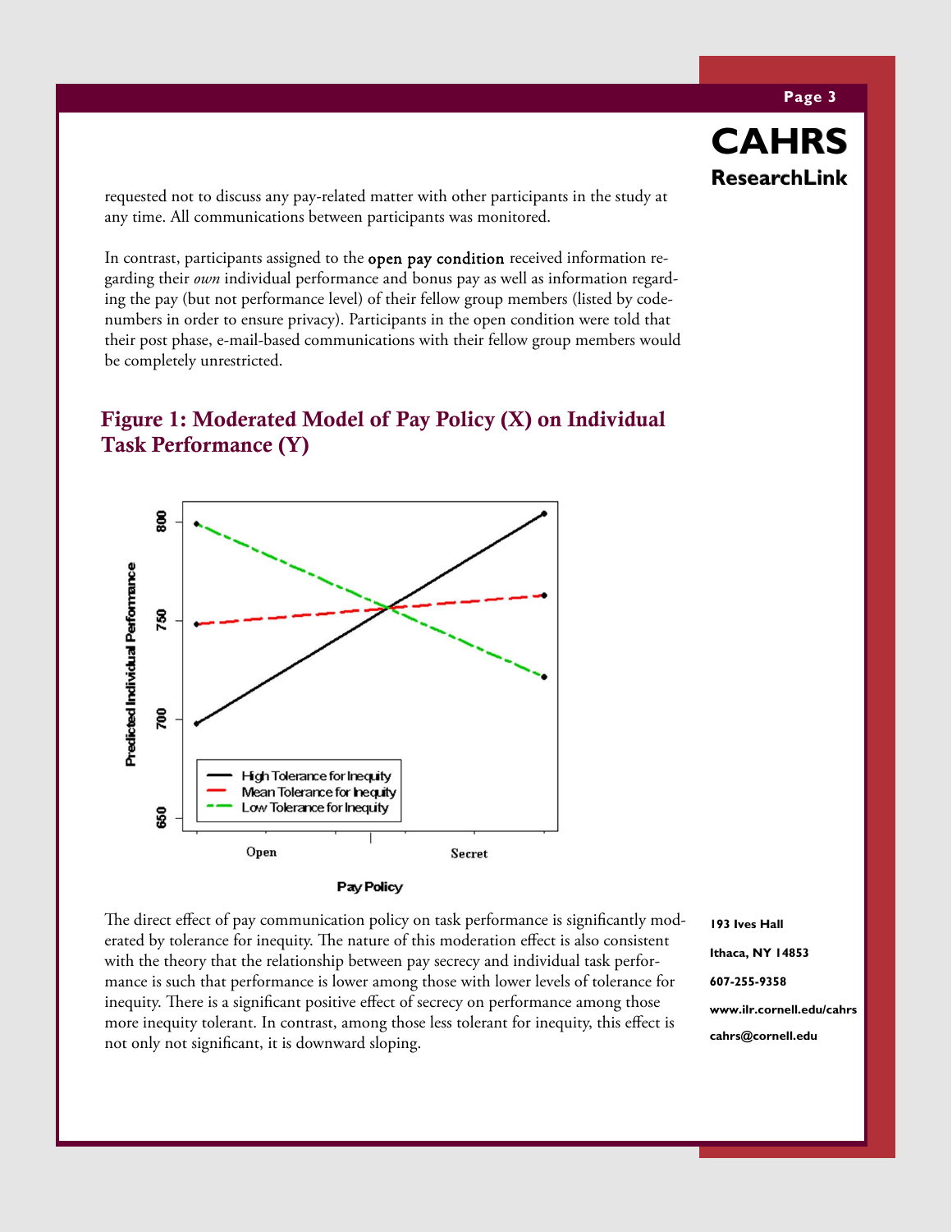requested not to discuss any pay-related matter with other participants in the study at any time. All communications between participants was monitored.

In contrast, participants assigned to the **open pay condition** received information regarding their *own* individual performance and bonus pay as well as information regarding the pay (but not performance level) of their fellow group members (listed by codenumbers in order to ensure privacy). Participants in the open condition were told that their post phase, e-mail-based communications with their fellow group members would be completely unrestricted.

## Figure 1: Moderated Model of Pay Policy (X) on Individual Task Performance (Y)

The direct effect of pay communication policy on task performance is significantly moderated by tolerance for inequity. The nature of this moderation effect is also consistent with the theory that the relationship between pay secrecy and individual task performance is such that performance is lower among those with lower levels of tolerance for inequity. There is a significant positive effect of secrecy on performance among those more inequity tolerant. In contrast, among those less tolerant for inequity, this effect is not only not significant, it is downward sloping.

**193 Ives Hall**

**Ithaca, NY 14853**

**607-255-9358**

**www.ilr.cornell.edu/cahrs**

**cahrs@cornell.edu**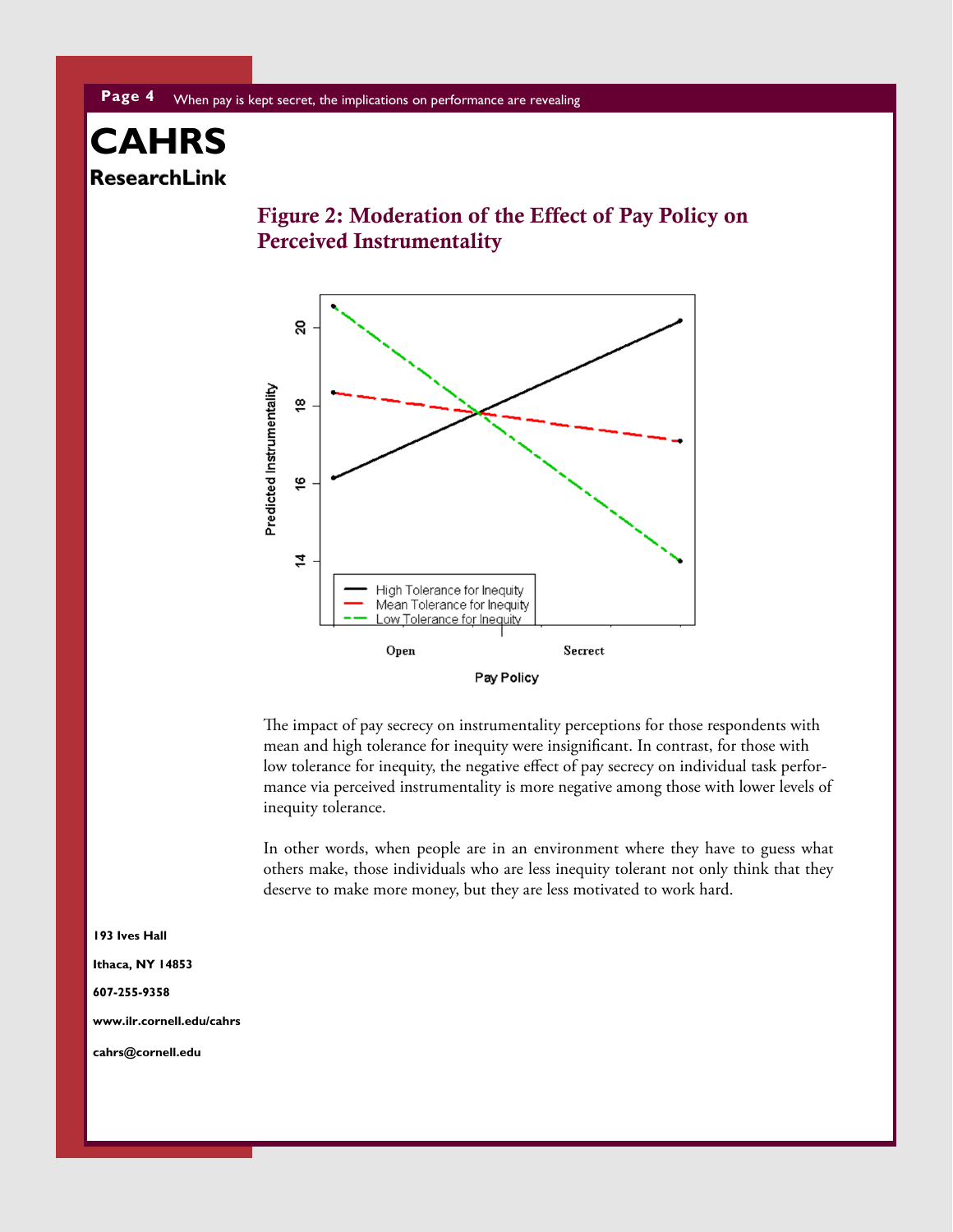# CAHRS

## ResearchLink

### Figure 2: Moderation of the Effect of Pay Policy on Perceived Instrumentality

The impact of pay secrecy on instrumentality perceptions for those respondents with mean and high tolerance for inequity were insignificant. In contrast, for those with low tolerance for inequity, the negative effect of pay secrecy on individual task performance via perceived instrumentality is more negative among those with lower levels of inequity tolerance.

In other words, when people are in an environment where they have to guess what others make, those individuals who are less inequity tolerant not only think that they deserve to make more money, but they are less motivated to work hard.

**193 Ives Hall**

**Ithaca, NY 14853**

**607-255-9358**

**www.ilr.cornell.edu/cahrs**

**cahrs@cornell.edu**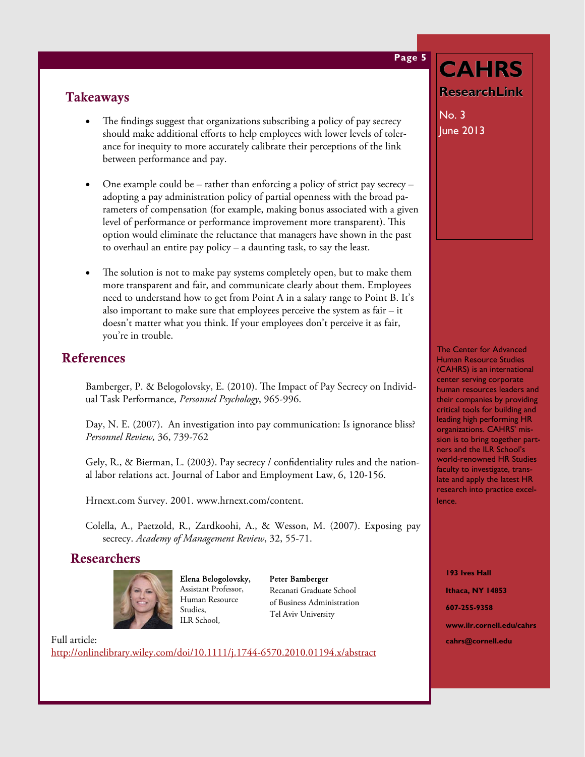## Takeaways

- The findings suggest that organizations subscribing a policy of pay secrecy should make additional efforts to help employees with lower levels of tolerance for inequity to more accurately calibrate their perceptions of the link between performance and pay.
- One example could be – rather than enforcing a policy of strict pay secrecy – adopting a pay administration policy of partial openness with the broad parameters of compensation (for example, making bonus associated with a given level of performance or performance improvement more transparent). This option would eliminate the reluctance that managers have shown in the past to overhaul an entire pay policy – a daunting task, to say the least.
- The solution is not to make pay systems completely open, but to make them more transparent and fair, and communicate clearly about them. Employees need to understand how to get from Point A in a salary range to Point B. It's also important to make sure that employees perceive the system as fair – it doesn't matter what you think. If your employees don't perceive it as fair, you're in trouble.

## References

Bamberger, P. & Belogolovsky, E. (2010). The Impact of Pay Secrecy on Individual Task Performance, *Personnel Psychology*, 965-996.

Day, N. E. (2007). An investigation into pay communication: Is ignorance bliss? *Personnel Review,* 36, 739-762

Gely, R., & Bierman, L. (2003). Pay secrecy / confidentiality rules and the national labor relations act. Journal of Labor and Employment Law, 6, 120-156.

Hrnext.com Survey. 2001. www.hrnext.com/content.

Colella, A., Paetzold, R., Zardkoohi, A., & Wesson, M. (2007). Exposing pay secrecy. *Academy of Management Review*, 32, 55-71.

## Researchers

**Elena Belogolovsky,**
Assistant Professor,
Human Resource Studies,
ILR School,

**Peter Bamberger**
Recanati Graduate School of Business Administration
Tel Aviv University

Full article:
http://onlinelibrary.wiley.com/doi/10.1111/j.1744-6570.2010.01194.x/abstract

# CAHRS ResearchLink

No. 3
June 2013

The Center for Advanced Human Resource Studies (CAHRS) is an international center serving corporate human resources leaders and their companies by providing critical tools for building and leading high performing HR organizations. CAHRS' mission is to bring together partners and the ILR School's world-renowned HR Studies faculty to investigate, translate and apply the latest HR research into practice excellence.

**193 Ives Hall**

**Ithaca, NY 14853**

**607-255-9358**

**www.ilr.cornell.edu/cahrs**

**cahrs@cornell.edu**